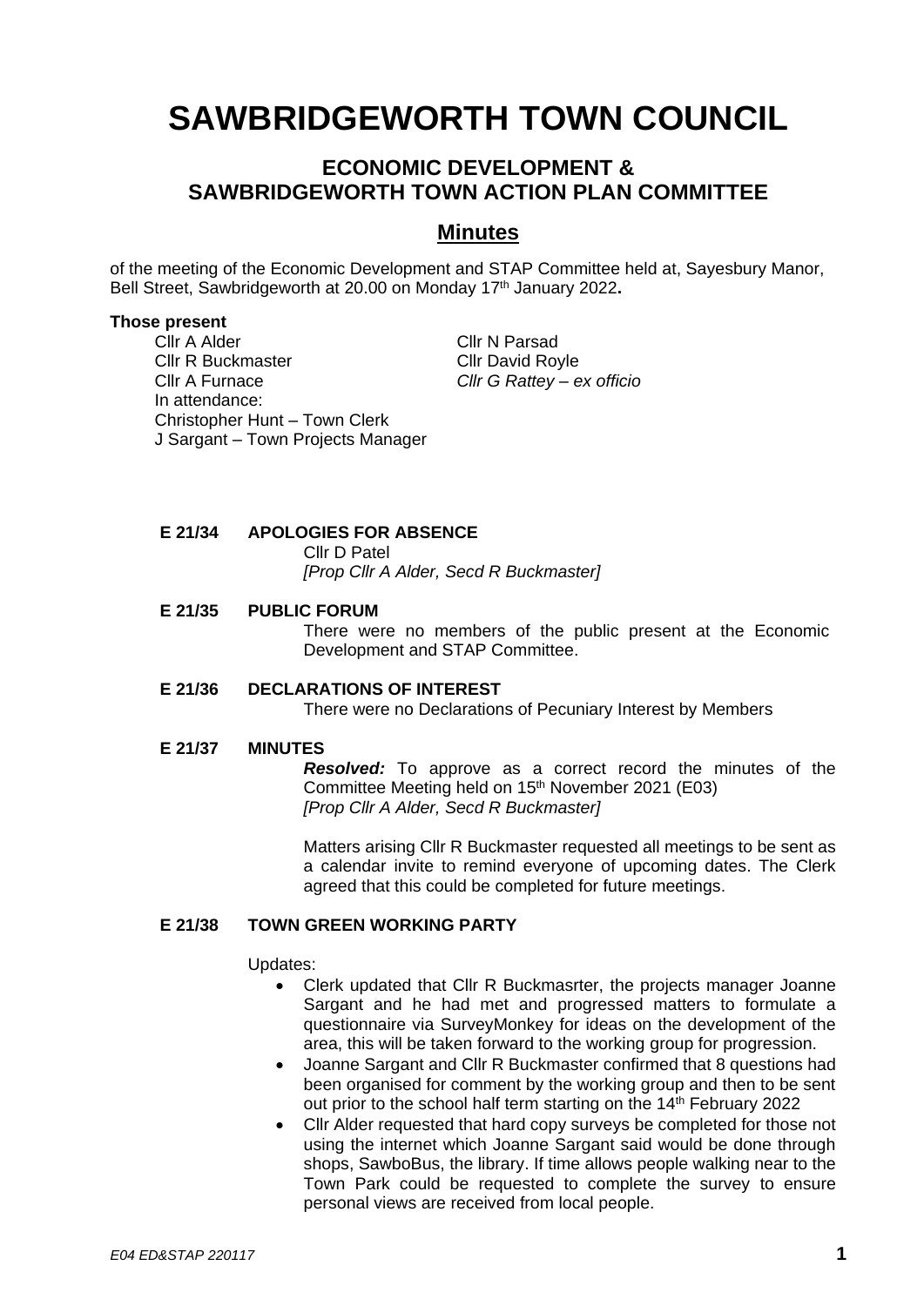# SAWBRIDGEWORTH TOWN COUNCIL

## ECONOMIC DEVELOPMENT & SAWBRIDGEWORTH TOWN ACTION PLAN COMMITTEE

## Minutes

of the meeting of the Economic Development and STAP Committee held at, Sayesbury Manor, Bell Street, Sawbridgeworth at 20.00 on Monday 17th January 2022**.**

**Those present**

Cllr A Alder
Cllr R Buckmaster
Cllr A Furnace
Cllr N Parsad
Cllr David Royle
*Cllr G Rattey – ex officio*

In attendance:
Christopher Hunt – Town Clerk
J Sargant – Town Projects Manager

**E 21/34 APOLOGIES FOR ABSENCE**

Cllr D Patel
*[Prop Cllr A Alder, Secd R Buckmaster]*

**E 21/35 PUBLIC FORUM**

There were no members of the public present at the Economic Development and STAP Committee.

**E 21/36 DECLARATIONS OF INTEREST**

There were no Declarations of Pecuniary Interest by Members

**E 21/37 MINUTES**

***Resolved:*** To approve as a correct record the minutes of the Committee Meeting held on 15th November 2021 (E03)
*[Prop Cllr A Alder, Secd R Buckmaster]*

Matters arising Cllr R Buckmaster requested all meetings to be sent as a calendar invite to remind everyone of upcoming dates. The Clerk agreed that this could be completed for future meetings.

**E 21/38 TOWN GREEN WORKING PARTY**

Updates:

- Clerk updated that Cllr R Buckmasrter, the projects manager Joanne Sargant and he had met and progressed matters to formulate a questionnaire via SurveyMonkey for ideas on the development of the area, this will be taken forward to the working group for progression.
- Joanne Sargant and Cllr R Buckmaster confirmed that 8 questions had been organised for comment by the working group and then to be sent out prior to the school half term starting on the 14th February 2022
- Cllr Alder requested that hard copy surveys be completed for those not using the internet which Joanne Sargant said would be done through shops, SawboBus, the library. If time allows people walking near to the Town Park could be requested to complete the survey to ensure personal views are received from local people.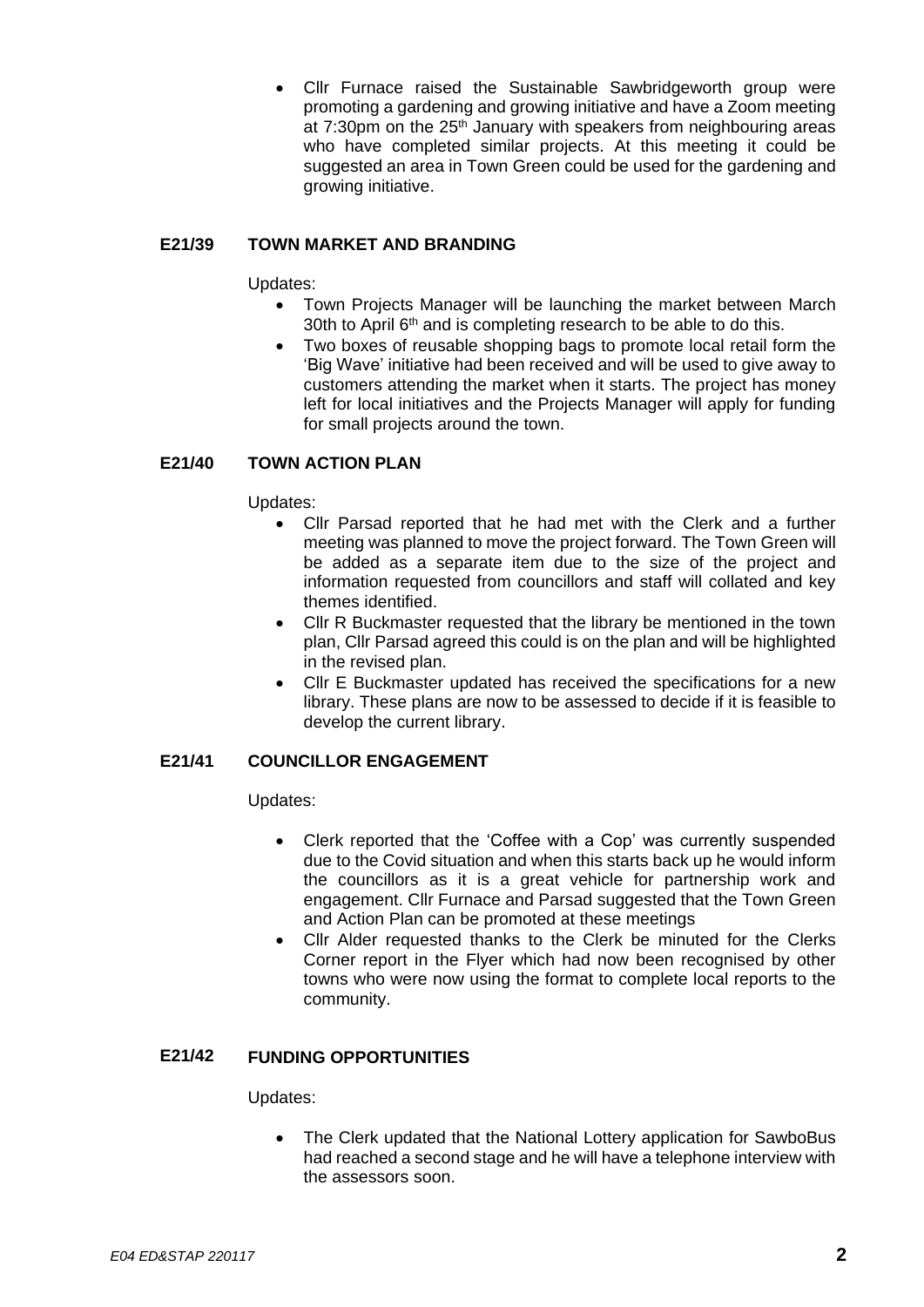- Cllr Furnace raised the Sustainable Sawbridgeworth group were promoting a gardening and growing initiative and have a Zoom meeting at 7:30pm on the 25th January with speakers from neighbouring areas who have completed similar projects. At this meeting it could be suggested an area in Town Green could be used for the gardening and growing initiative.

## E21/39 TOWN MARKET AND BRANDING

Updates:

- Town Projects Manager will be launching the market between March 30th to April 6th and is completing research to be able to do this.
- Two boxes of reusable shopping bags to promote local retail form the 'Big Wave' initiative had been received and will be used to give away to customers attending the market when it starts. The project has money left for local initiatives and the Projects Manager will apply for funding for small projects around the town.

## E21/40 TOWN ACTION PLAN

Updates:

- Cllr Parsad reported that he had met with the Clerk and a further meeting was planned to move the project forward. The Town Green will be added as a separate item due to the size of the project and information requested from councillors and staff will collated and key themes identified.
- Cllr R Buckmaster requested that the library be mentioned in the town plan, Cllr Parsad agreed this could is on the plan and will be highlighted in the revised plan.
- Cllr E Buckmaster updated has received the specifications for a new library. These plans are now to be assessed to decide if it is feasible to develop the current library.

## E21/41 COUNCILLOR ENGAGEMENT

Updates:

- Clerk reported that the 'Coffee with a Cop' was currently suspended due to the Covid situation and when this starts back up he would inform the councillors as it is a great vehicle for partnership work and engagement. Cllr Furnace and Parsad suggested that the Town Green and Action Plan can be promoted at these meetings
- Cllr Alder requested thanks to the Clerk be minuted for the Clerks Corner report in the Flyer which had now been recognised by other towns who were now using the format to complete local reports to the community.

## E21/42 FUNDING OPPORTUNITIES

Updates:

- The Clerk updated that the National Lottery application for SawboBus had reached a second stage and he will have a telephone interview with the assessors soon.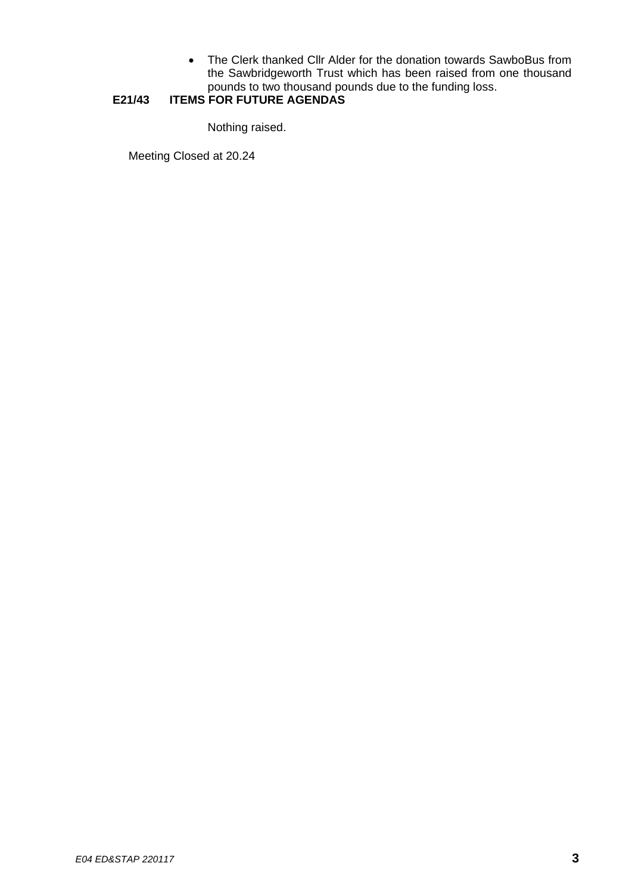- The Clerk thanked Cllr Alder for the donation towards SawboBus from the Sawbridgeworth Trust which has been raised from one thousand pounds to two thousand pounds due to the funding loss.

**E21/43 ITEMS FOR FUTURE AGENDAS**

Nothing raised.

Meeting Closed at 20.24